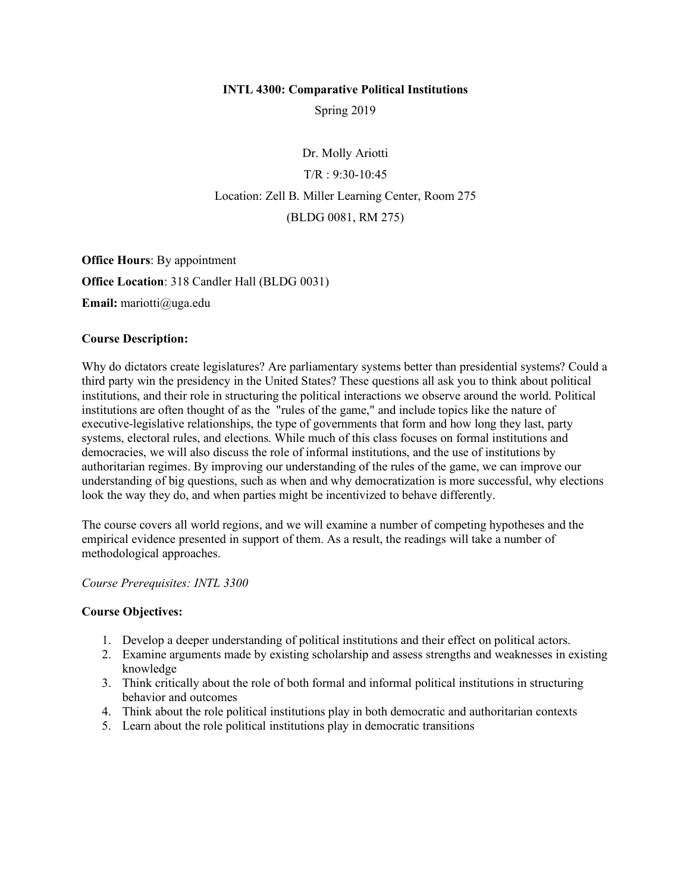# INTL 4300: Comparative Political Institutions

Spring 2019

Dr. Molly Ariotti

T/R : 9:30-10:45

Location: Zell B. Miller Learning Center, Room 275

(BLDG 0081, RM 275)

**Office Hours**: By appointment

**Office Location**: 318 Candler Hall (BLDG 0031)

**Email:** mariotti@uga.edu

**Course Description:**

Why do dictators create legislatures? Are parliamentary systems better than presidential systems? Could a third party win the presidency in the United States? These questions all ask you to think about political institutions, and their role in structuring the political interactions we observe around the world. Political institutions are often thought of as the "rules of the game," and include topics like the nature of executive-legislative relationships, the type of governments that form and how long they last, party systems, electoral rules, and elections. While much of this class focuses on formal institutions and democracies, we will also discuss the role of informal institutions, and the use of institutions by authoritarian regimes. By improving our understanding of the rules of the game, we can improve our understanding of big questions, such as when and why democratization is more successful, why elections look the way they do, and when parties might be incentivized to behave differently.

The course covers all world regions, and we will examine a number of competing hypotheses and the empirical evidence presented in support of them. As a result, the readings will take a number of methodological approaches.

*Course Prerequisites: INTL 3300*

**Course Objectives:**

1. Develop a deeper understanding of political institutions and their effect on political actors.
2. Examine arguments made by existing scholarship and assess strengths and weaknesses in existing knowledge
3. Think critically about the role of both formal and informal political institutions in structuring behavior and outcomes
4. Think about the role political institutions play in both democratic and authoritarian contexts
5. Learn about the role political institutions play in democratic transitions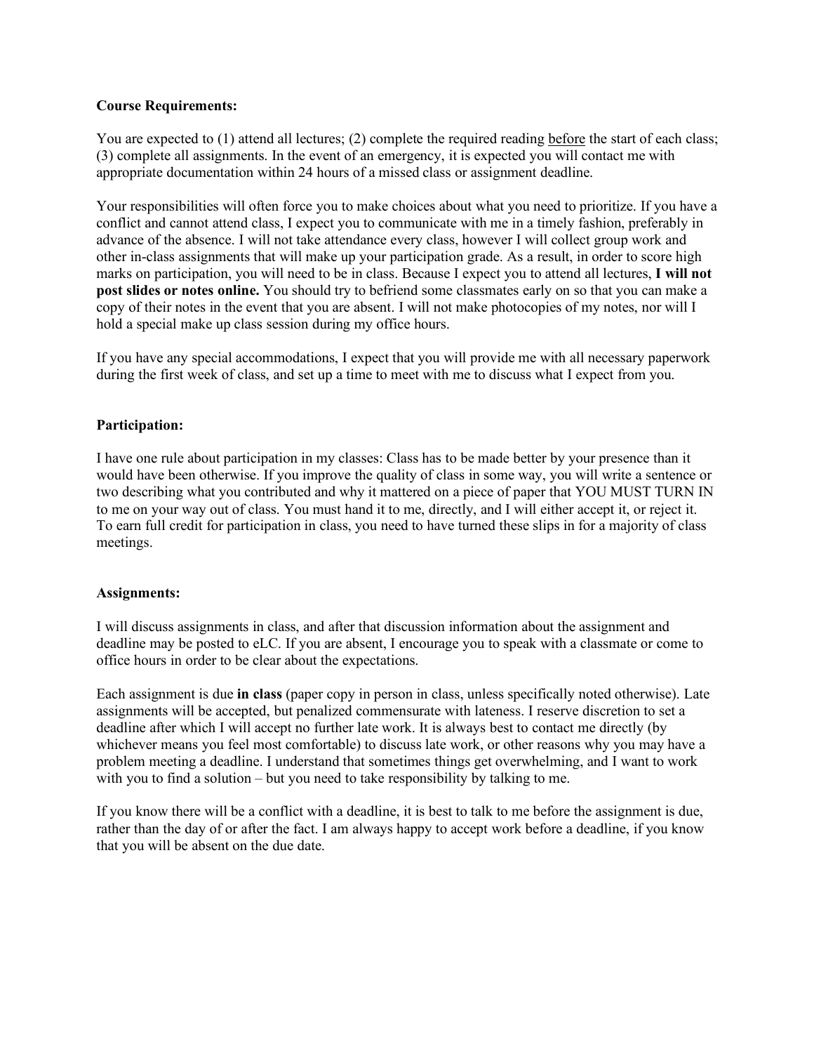**Course Requirements:**

You are expected to (1) attend all lectures; (2) complete the required reading <u>before</u> the start of each class; (3) complete all assignments. In the event of an emergency, it is expected you will contact me with appropriate documentation within 24 hours of a missed class or assignment deadline.

Your responsibilities will often force you to make choices about what you need to prioritize. If you have a conflict and cannot attend class, I expect you to communicate with me in a timely fashion, preferably in advance of the absence. I will not take attendance every class, however I will collect group work and other in-class assignments that will make up your participation grade. As a result, in order to score high marks on participation, you will need to be in class. Because I expect you to attend all lectures, **I will not post slides or notes online.** You should try to befriend some classmates early on so that you can make a copy of their notes in the event that you are absent. I will not make photocopies of my notes, nor will I hold a special make up class session during my office hours.

If you have any special accommodations, I expect that you will provide me with all necessary paperwork during the first week of class, and set up a time to meet with me to discuss what I expect from you.

**Participation:**

I have one rule about participation in my classes: Class has to be made better by your presence than it would have been otherwise. If you improve the quality of class in some way, you will write a sentence or two describing what you contributed and why it mattered on a piece of paper that YOU MUST TURN IN to me on your way out of class. You must hand it to me, directly, and I will either accept it, or reject it. To earn full credit for participation in class, you need to have turned these slips in for a majority of class meetings.

**Assignments:**

I will discuss assignments in class, and after that discussion information about the assignment and deadline may be posted to eLC. If you are absent, I encourage you to speak with a classmate or come to office hours in order to be clear about the expectations.

Each assignment is due **in class** (paper copy in person in class, unless specifically noted otherwise). Late assignments will be accepted, but penalized commensurate with lateness. I reserve discretion to set a deadline after which I will accept no further late work. It is always best to contact me directly (by whichever means you feel most comfortable) to discuss late work, or other reasons why you may have a problem meeting a deadline. I understand that sometimes things get overwhelming, and I want to work with you to find a solution – but you need to take responsibility by talking to me.

If you know there will be a conflict with a deadline, it is best to talk to me before the assignment is due, rather than the day of or after the fact. I am always happy to accept work before a deadline, if you know that you will be absent on the due date.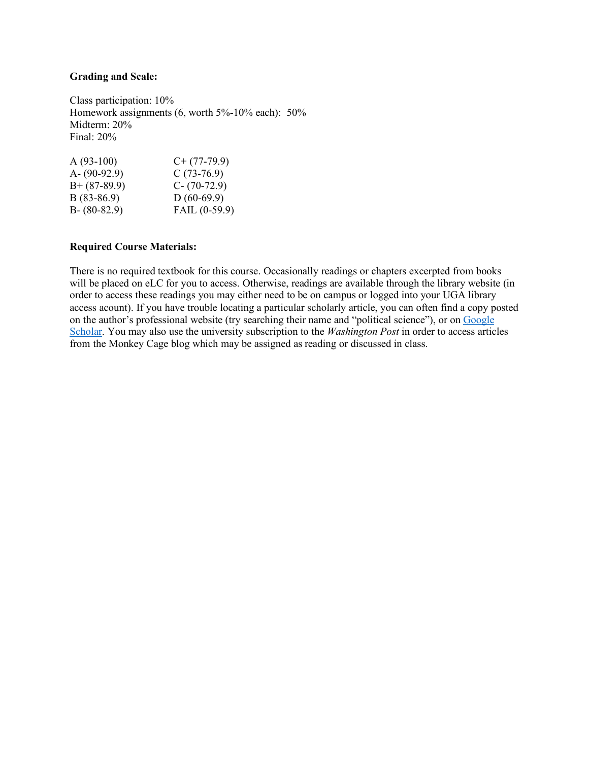**Grading and Scale:**

Class participation: 10%
Homework assignments (6, worth 5%-10% each): 50%
Midterm: 20%
Final: 20%

| | |
|---|---|
| A (93-100) | C+ (77-79.9) |
| A- (90-92.9) | C (73-76.9) |
| B+ (87-89.9) | C- (70-72.9) |
| B (83-86.9) | D (60-69.9) |
| B- (80-82.9) | FAIL (0-59.9) |

**Required Course Materials:**

There is no required textbook for this course. Occasionally readings or chapters excerpted from books will be placed on eLC for you to access. Otherwise, readings are available through the library website (in order to access these readings you may either need to be on campus or logged into your UGA library access acount). If you have trouble locating a particular scholarly article, you can often find a copy posted on the author's professional website (try searching their name and "political science"), or on Google Scholar. You may also use the university subscription to the *Washington Post* in order to access articles from the Monkey Cage blog which may be assigned as reading or discussed in class.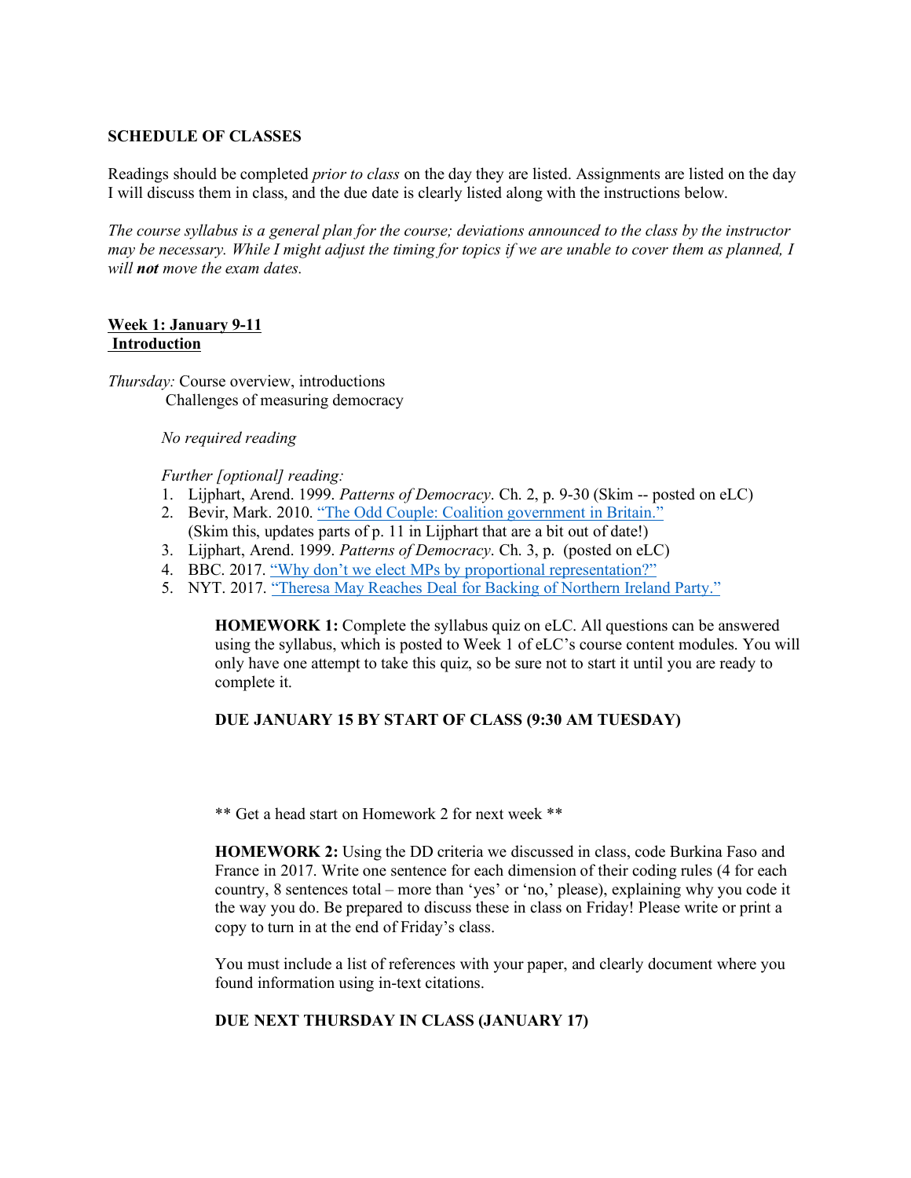**SCHEDULE OF CLASSES**

Readings should be completed *prior to class* on the day they are listed. Assignments are listed on the day I will discuss them in class, and the due date is clearly listed along with the instructions below.

*The course syllabus is a general plan for the course; deviations announced to the class by the instructor may be necessary. While I might adjust the timing for topics if we are unable to cover them as planned, I will **not** move the exam dates.*

**Week 1: January 9-11**
**Introduction**

*Thursday:* Course overview, introductions
Challenges of measuring democracy

*No required reading*

*Further [optional] reading:*

1. Lijphart, Arend. 1999. *Patterns of Democracy*. Ch. 2, p. 9-30 (Skim -- posted on eLC)
2. Bevir, Mark. 2010. "The Odd Couple: Coalition government in Britain."
   (Skim this, updates parts of p. 11 in Lijphart that are a bit out of date!)
3. Lijphart, Arend. 1999. *Patterns of Democracy*. Ch. 3, p. (posted on eLC)
4. BBC. 2017. "Why don't we elect MPs by proportional representation?"
5. NYT. 2017. "Theresa May Reaches Deal for Backing of Northern Ireland Party."

**HOMEWORK 1:** Complete the syllabus quiz on eLC. All questions can be answered using the syllabus, which is posted to Week 1 of eLC's course content modules. You will only have one attempt to take this quiz, so be sure not to start it until you are ready to complete it.

**DUE JANUARY 15 BY START OF CLASS (9:30 AM TUESDAY)**

** Get a head start on Homework 2 for next week **

**HOMEWORK 2:** Using the DD criteria we discussed in class, code Burkina Faso and France in 2017. Write one sentence for each dimension of their coding rules (4 for each country, 8 sentences total – more than 'yes' or 'no,' please), explaining why you code it the way you do. Be prepared to discuss these in class on Friday! Please write or print a copy to turn in at the end of Friday's class.

You must include a list of references with your paper, and clearly document where you found information using in-text citations.

**DUE NEXT THURSDAY IN CLASS (JANUARY 17)**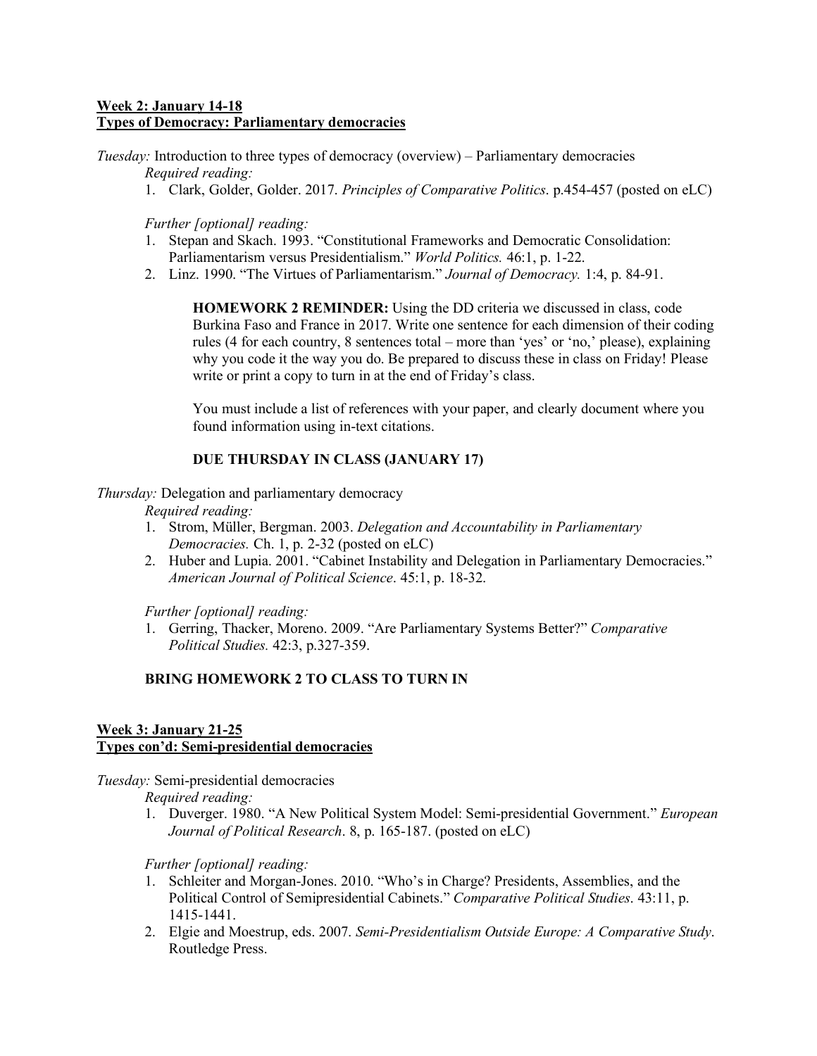**Week 2: January 14-18**
**Types of Democracy: Parliamentary democracies**

*Tuesday:* Introduction to three types of democracy (overview) – Parliamentary democracies

*Required reading:*

1. Clark, Golder, Golder. 2017. *Principles of Comparative Politics*. p.454-457 (posted on eLC)

*Further [optional] reading:*

1. Stepan and Skach. 1993. "Constitutional Frameworks and Democratic Consolidation: Parliamentarism versus Presidentialism." *World Politics.* 46:1, p. 1-22.
2. Linz. 1990. "The Virtues of Parliamentarism." *Journal of Democracy.* 1:4, p. 84-91.

> **HOMEWORK 2 REMINDER:** Using the DD criteria we discussed in class, code Burkina Faso and France in 2017. Write one sentence for each dimension of their coding rules (4 for each country, 8 sentences total – more than 'yes' or 'no,' please), explaining why you code it the way you do. Be prepared to discuss these in class on Friday! Please write or print a copy to turn in at the end of Friday's class.
>
> You must include a list of references with your paper, and clearly document where you found information using in-text citations.
>
> **DUE THURSDAY IN CLASS (JANUARY 17)**

*Thursday:* Delegation and parliamentary democracy

*Required reading:*

1. Strom, Müller, Bergman. 2003. *Delegation and Accountability in Parliamentary Democracies.* Ch. 1, p. 2-32 (posted on eLC)
2. Huber and Lupia. 2001. "Cabinet Instability and Delegation in Parliamentary Democracies." *American Journal of Political Science*. 45:1, p. 18-32.

*Further [optional] reading:*

1. Gerring, Thacker, Moreno. 2009. "Are Parliamentary Systems Better?" *Comparative Political Studies.* 42:3, p.327-359.

**BRING HOMEWORK 2 TO CLASS TO TURN IN**

**Week 3: January 21-25**
**Types con'd: Semi-presidential democracies**

*Tuesday:* Semi-presidential democracies

*Required reading:*

1. Duverger. 1980. "A New Political System Model: Semi-presidential Government." *European Journal of Political Research*. 8, p. 165-187. (posted on eLC)

*Further [optional] reading:*

1. Schleiter and Morgan-Jones. 2010. "Who's in Charge? Presidents, Assemblies, and the Political Control of Semipresidential Cabinets." *Comparative Political Studies*. 43:11, p. 1415-1441.
2. Elgie and Moestrup, eds. 2007. *Semi-Presidentialism Outside Europe: A Comparative Study*. Routledge Press.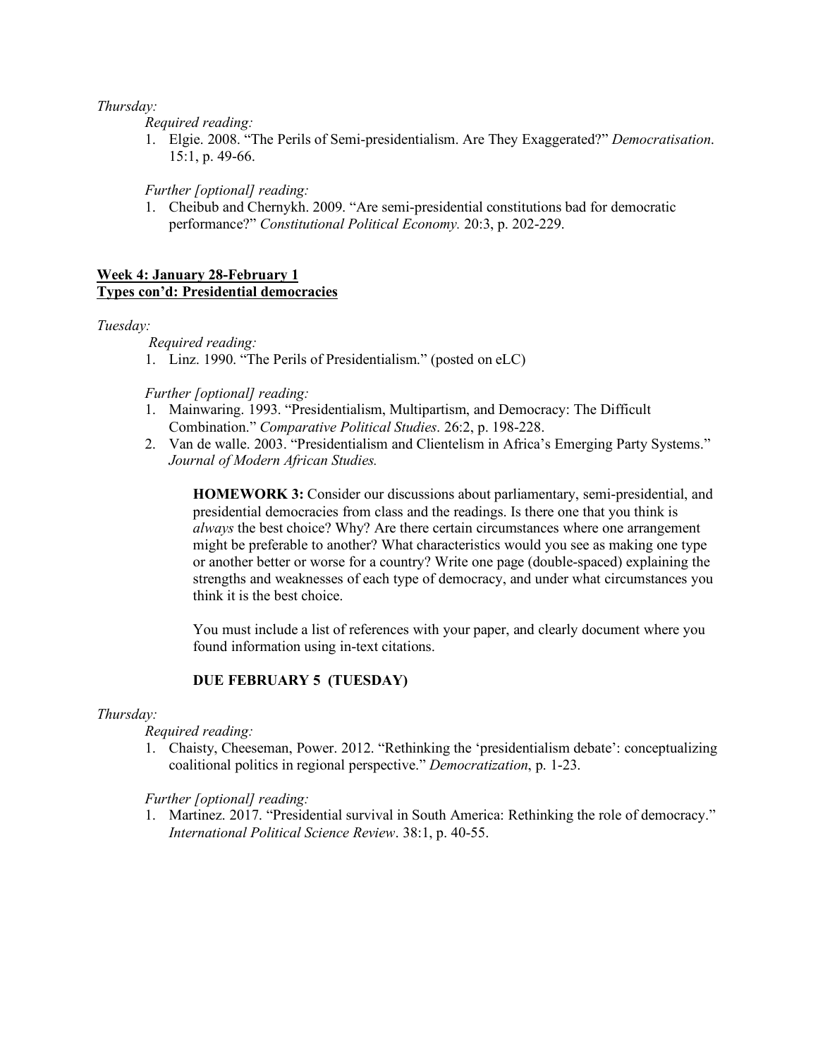*Thursday:*

*Required reading:*

1. Elgie. 2008. "The Perils of Semi-presidentialism. Are They Exaggerated?" *Democratisation*. 15:1, p. 49-66.

*Further [optional] reading:*

1. Cheibub and Chernykh. 2009. "Are semi-presidential constitutions bad for democratic performance?" *Constitutional Political Economy.* 20:3, p. 202-229.

**Week 4: January 28-February 1**
**Types con'd: Presidential democracies**

*Tuesday:*

*Required reading:*

1. Linz. 1990. "The Perils of Presidentialism." (posted on eLC)

*Further [optional] reading:*

1. Mainwaring. 1993. "Presidentialism, Multipartism, and Democracy: The Difficult Combination." *Comparative Political Studies*. 26:2, p. 198-228.
2. Van de walle. 2003. "Presidentialism and Clientelism in Africa's Emerging Party Systems." *Journal of Modern African Studies.*

> **HOMEWORK 3:** Consider our discussions about parliamentary, semi-presidential, and presidential democracies from class and the readings. Is there one that you think is *always* the best choice? Why? Are there certain circumstances where one arrangement might be preferable to another? What characteristics would you see as making one type or another better or worse for a country? Write one page (double-spaced) explaining the strengths and weaknesses of each type of democracy, and under what circumstances you think it is the best choice.
>
> You must include a list of references with your paper, and clearly document where you found information using in-text citations.
>
> **DUE FEBRUARY 5 (TUESDAY)**

*Thursday:*

*Required reading:*

1. Chaisty, Cheeseman, Power. 2012. "Rethinking the 'presidentialism debate': conceptualizing coalitional politics in regional perspective." *Democratization*, p. 1-23.

*Further [optional] reading:*

1. Martinez. 2017. "Presidential survival in South America: Rethinking the role of democracy." *International Political Science Review*. 38:1, p. 40-55.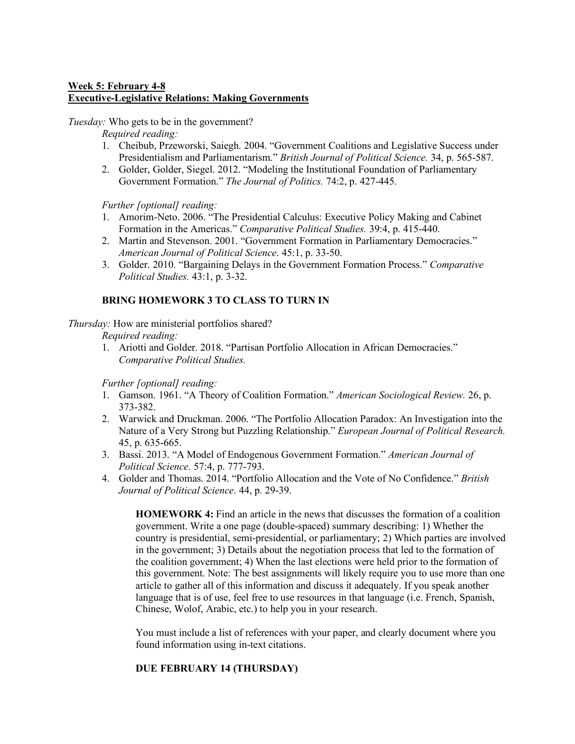**Week 5: February 4-8**
**Executive-Legislative Relations: Making Governments**

*Tuesday:* Who gets to be in the government?

*Required reading:*

1. Cheibub, Przeworski, Saiegh. 2004. "Government Coalitions and Legislative Success under Presidentialism and Parliamentarism." *British Journal of Political Science.* 34, p. 565-587.
2. Golder, Golder, Siegel. 2012. "Modeling the Institutional Foundation of Parliamentary Government Formation." *The Journal of Politics.* 74:2, p. 427-445.

*Further [optional] reading:*

1. Amorim-Neto. 2006. "The Presidential Calculus: Executive Policy Making and Cabinet Formation in the Americas." *Comparative Political Studies.* 39:4, p. 415-440.
2. Martin and Stevenson. 2001. "Government Formation in Parliamentary Democracies." *American Journal of Political Science*. 45:1, p. 33-50.
3. Golder. 2010. "Bargaining Delays in the Government Formation Process." *Comparative Political Studies.* 43:1, p. 3-32.

**BRING HOMEWORK 3 TO CLASS TO TURN IN**

*Thursday:* How are ministerial portfolios shared?

*Required reading:*

1. Ariotti and Golder. 2018. "Partisan Portfolio Allocation in African Democracies." *Comparative Political Studies.*

*Further [optional] reading:*

1. Gamson. 1961. "A Theory of Coalition Formation." *American Sociological Review.* 26, p. 373-382.
2. Warwick and Druckman. 2006. "The Portfolio Allocation Paradox: An Investigation into the Nature of a Very Strong but Puzzling Relationship." *European Journal of Political Research.* 45, p. 635-665.
3. Bassi. 2013. "A Model of Endogenous Government Formation." *American Journal of Political Science.* 57:4, p. 777-793.
4. Golder and Thomas. 2014. "Portfolio Allocation and the Vote of No Confidence." *British Journal of Political Science*. 44, p. 29-39.

> **HOMEWORK 4:** Find an article in the news that discusses the formation of a coalition government. Write a one page (double-spaced) summary describing: 1) Whether the country is presidential, semi-presidential, or parliamentary; 2) Which parties are involved in the government; 3) Details about the negotiation process that led to the formation of the coalition government; 4) When the last elections were held prior to the formation of this government. Note: The best assignments will likely require you to use more than one article to gather all of this information and discuss it adequately. If you speak another language that is of use, feel free to use resources in that language (i.e. French, Spanish, Chinese, Wolof, Arabic, etc.) to help you in your research.
>
> You must include a list of references with your paper, and clearly document where you found information using in-text citations.
>
> **DUE FEBRUARY 14 (THURSDAY)**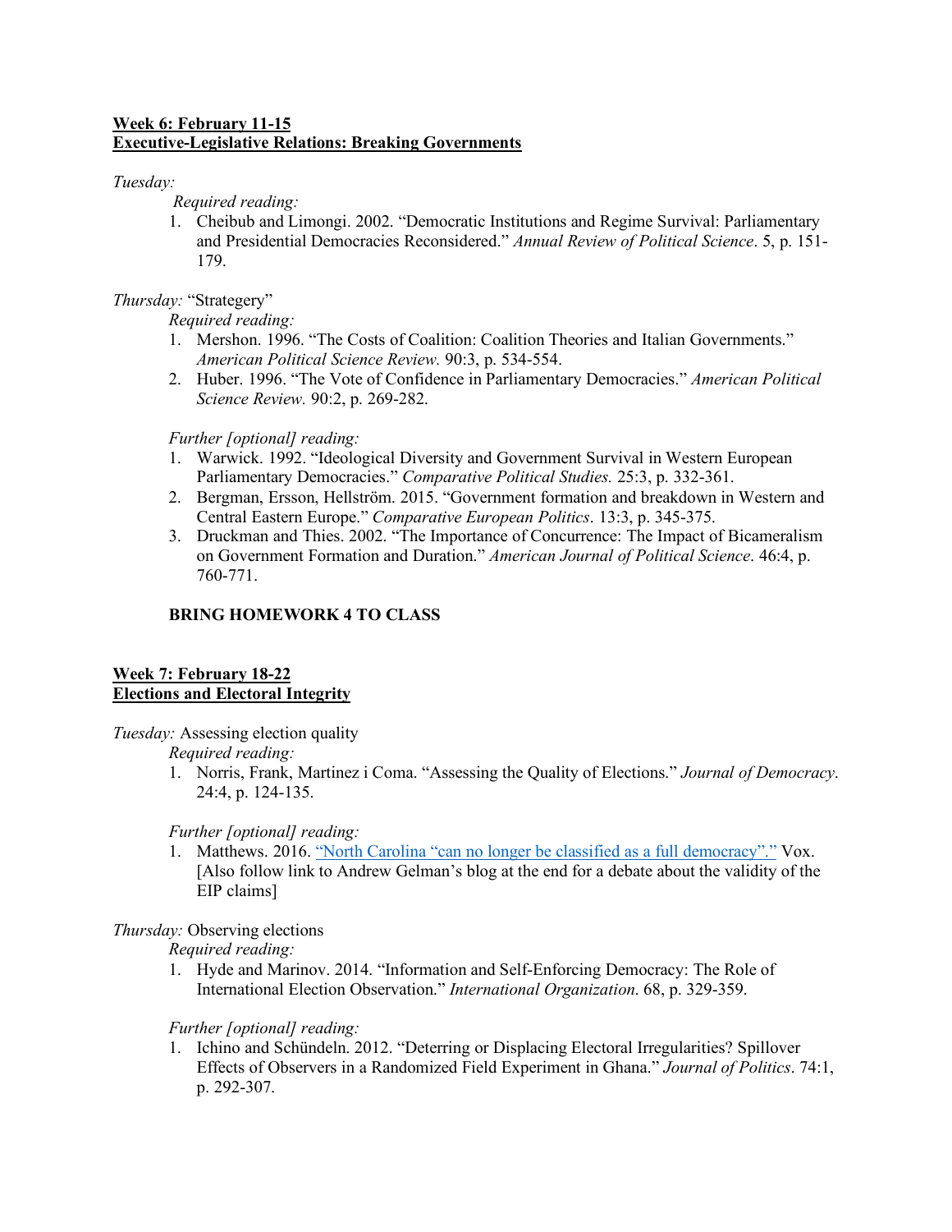**Week 6: February 11-15**
**Executive-Legislative Relations: Breaking Governments**

*Tuesday:*

*Required reading:*

1. Cheibub and Limongi. 2002. "Democratic Institutions and Regime Survival: Parliamentary and Presidential Democracies Reconsidered." *Annual Review of Political Science*. 5, p. 151-179.

*Thursday:* "Strategery"

*Required reading:*

1. Mershon. 1996. "The Costs of Coalition: Coalition Theories and Italian Governments." *American Political Science Review.* 90:3, p. 534-554.
2. Huber. 1996. "The Vote of Confidence in Parliamentary Democracies." *American Political Science Review.* 90:2, p. 269-282.

*Further [optional] reading:*

1. Warwick. 1992. "Ideological Diversity and Government Survival in Western European Parliamentary Democracies." *Comparative Political Studies.* 25:3, p. 332-361.
2. Bergman, Ersson, Hellström. 2015. "Government formation and breakdown in Western and Central Eastern Europe." *Comparative European Politics*. 13:3, p. 345-375.
3. Druckman and Thies. 2002. "The Importance of Concurrence: The Impact of Bicameralism on Government Formation and Duration." *American Journal of Political Science*. 46:4, p. 760-771.

**BRING HOMEWORK 4 TO CLASS**

**Week 7: February 18-22**
**Elections and Electoral Integrity**

*Tuesday:* Assessing election quality

*Required reading:*

1. Norris, Frank, Martinez i Coma. "Assessing the Quality of Elections." *Journal of Democracy*. 24:4, p. 124-135.

*Further [optional] reading:*

1. Matthews. 2016. "North Carolina "can no longer be classified as a full democracy"." Vox. [Also follow link to Andrew Gelman's blog at the end for a debate about the validity of the EIP claims]

*Thursday:* Observing elections

*Required reading:*

1. Hyde and Marinov. 2014. "Information and Self-Enforcing Democracy: The Role of International Election Observation." *International Organization*. 68, p. 329-359.

*Further [optional] reading:*

1. Ichino and Schündeln. 2012. "Deterring or Displacing Electoral Irregularities? Spillover Effects of Observers in a Randomized Field Experiment in Ghana." *Journal of Politics*. 74:1, p. 292-307.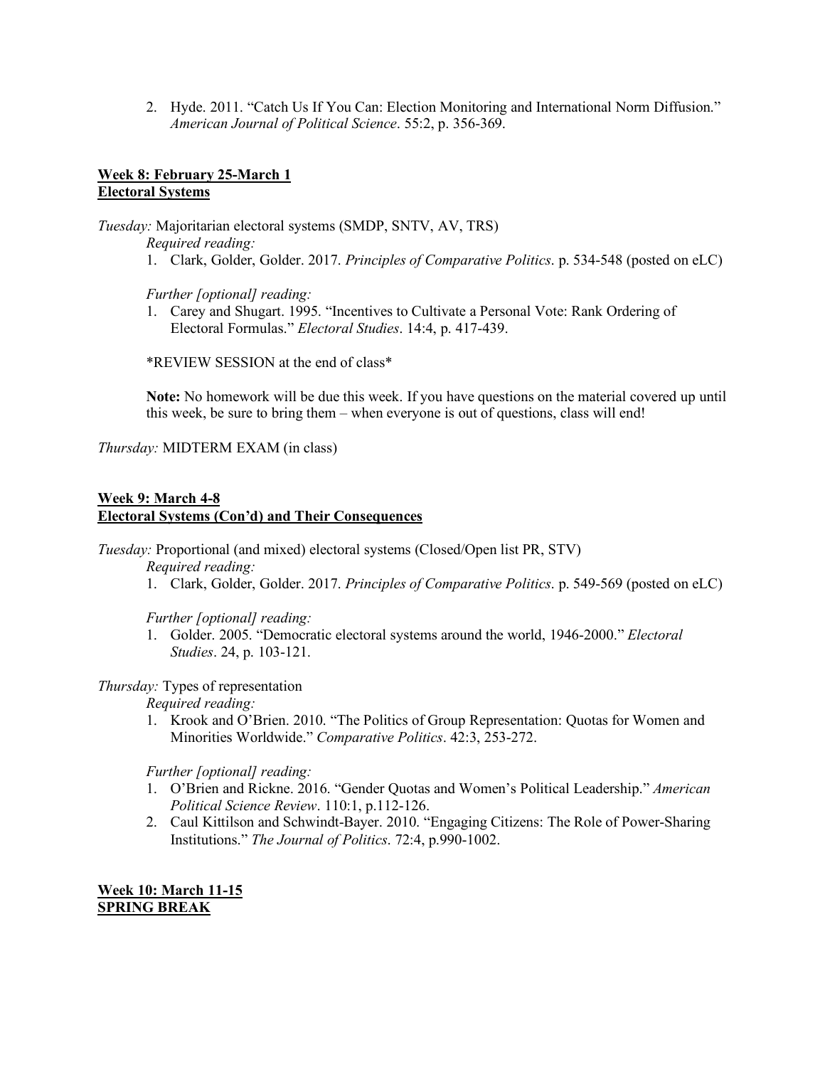2. Hyde. 2011. "Catch Us If You Can: Election Monitoring and International Norm Diffusion." *American Journal of Political Science*. 55:2, p. 356-369.

**Week 8: February 25-March 1**
**Electoral Systems**

*Tuesday:* Majoritarian electoral systems (SMDP, SNTV, AV, TRS)

*Required reading:*

1. Clark, Golder, Golder. 2017. *Principles of Comparative Politics*. p. 534-548 (posted on eLC)

*Further [optional] reading:*

1. Carey and Shugart. 1995. "Incentives to Cultivate a Personal Vote: Rank Ordering of Electoral Formulas." *Electoral Studies*. 14:4, p. 417-439.

*REVIEW SESSION at the end of class*

**Note:** No homework will be due this week. If you have questions on the material covered up until this week, be sure to bring them – when everyone is out of questions, class will end!

*Thursday:* MIDTERM EXAM (in class)

**Week 9: March 4-8**
**Electoral Systems (Con'd) and Their Consequences**

*Tuesday:* Proportional (and mixed) electoral systems (Closed/Open list PR, STV)

*Required reading:*

1. Clark, Golder, Golder. 2017. *Principles of Comparative Politics*. p. 549-569 (posted on eLC)

*Further [optional] reading:*

1. Golder. 2005. "Democratic electoral systems around the world, 1946-2000." *Electoral Studies*. 24, p. 103-121.

*Thursday:* Types of representation

*Required reading:*

1. Krook and O'Brien. 2010. "The Politics of Group Representation: Quotas for Women and Minorities Worldwide." *Comparative Politics*. 42:3, 253-272.

*Further [optional] reading:*

1. O'Brien and Rickne. 2016. "Gender Quotas and Women's Political Leadership." *American Political Science Review*. 110:1, p.112-126.
2. Caul Kittilson and Schwindt-Bayer. 2010. "Engaging Citizens: The Role of Power-Sharing Institutions." *The Journal of Politics*. 72:4, p.990-1002.

**Week 10: March 11-15**
**SPRING BREAK**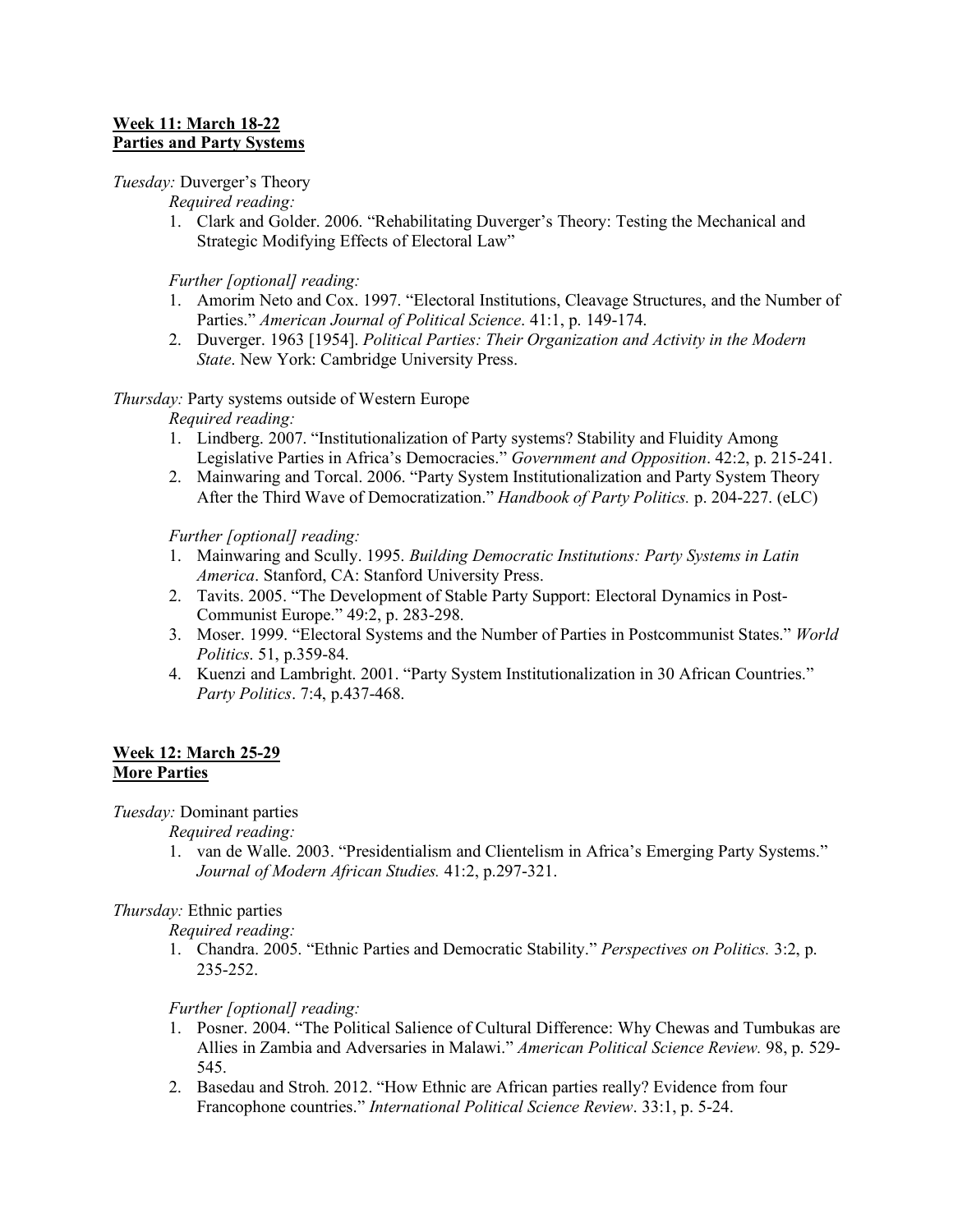**Week 11: March 18-22**
**Parties and Party Systems**

*Tuesday:* Duverger's Theory

*Required reading:*

1. Clark and Golder. 2006. "Rehabilitating Duverger's Theory: Testing the Mechanical and Strategic Modifying Effects of Electoral Law"

*Further [optional] reading:*

1. Amorim Neto and Cox. 1997. "Electoral Institutions, Cleavage Structures, and the Number of Parties." *American Journal of Political Science*. 41:1, p. 149-174.
2. Duverger. 1963 [1954]. *Political Parties: Their Organization and Activity in the Modern State*. New York: Cambridge University Press.

*Thursday:* Party systems outside of Western Europe

*Required reading:*

1. Lindberg. 2007. "Institutionalization of Party systems? Stability and Fluidity Among Legislative Parties in Africa's Democracies." *Government and Opposition*. 42:2, p. 215-241.
2. Mainwaring and Torcal. 2006. "Party System Institutionalization and Party System Theory After the Third Wave of Democratization." *Handbook of Party Politics.* p. 204-227. (eLC)

*Further [optional] reading:*

1. Mainwaring and Scully. 1995. *Building Democratic Institutions: Party Systems in Latin America*. Stanford, CA: Stanford University Press.
2. Tavits. 2005. "The Development of Stable Party Support: Electoral Dynamics in Post-Communist Europe." 49:2, p. 283-298.
3. Moser. 1999. "Electoral Systems and the Number of Parties in Postcommunist States." *World Politics*. 51, p.359-84.
4. Kuenzi and Lambright. 2001. "Party System Institutionalization in 30 African Countries." *Party Politics*. 7:4, p.437-468.

**Week 12: March 25-29**
**More Parties**

*Tuesday:* Dominant parties

*Required reading:*

1. van de Walle. 2003. "Presidentialism and Clientelism in Africa's Emerging Party Systems." *Journal of Modern African Studies.* 41:2, p.297-321.

*Thursday:* Ethnic parties

*Required reading:*

1. Chandra. 2005. "Ethnic Parties and Democratic Stability." *Perspectives on Politics.* 3:2, p. 235-252.

*Further [optional] reading:*

1. Posner. 2004. "The Political Salience of Cultural Difference: Why Chewas and Tumbukas are Allies in Zambia and Adversaries in Malawi." *American Political Science Review.* 98, p. 529-545.
2. Basedau and Stroh. 2012. "How Ethnic are African parties really? Evidence from four Francophone countries." *International Political Science Review*. 33:1, p. 5-24.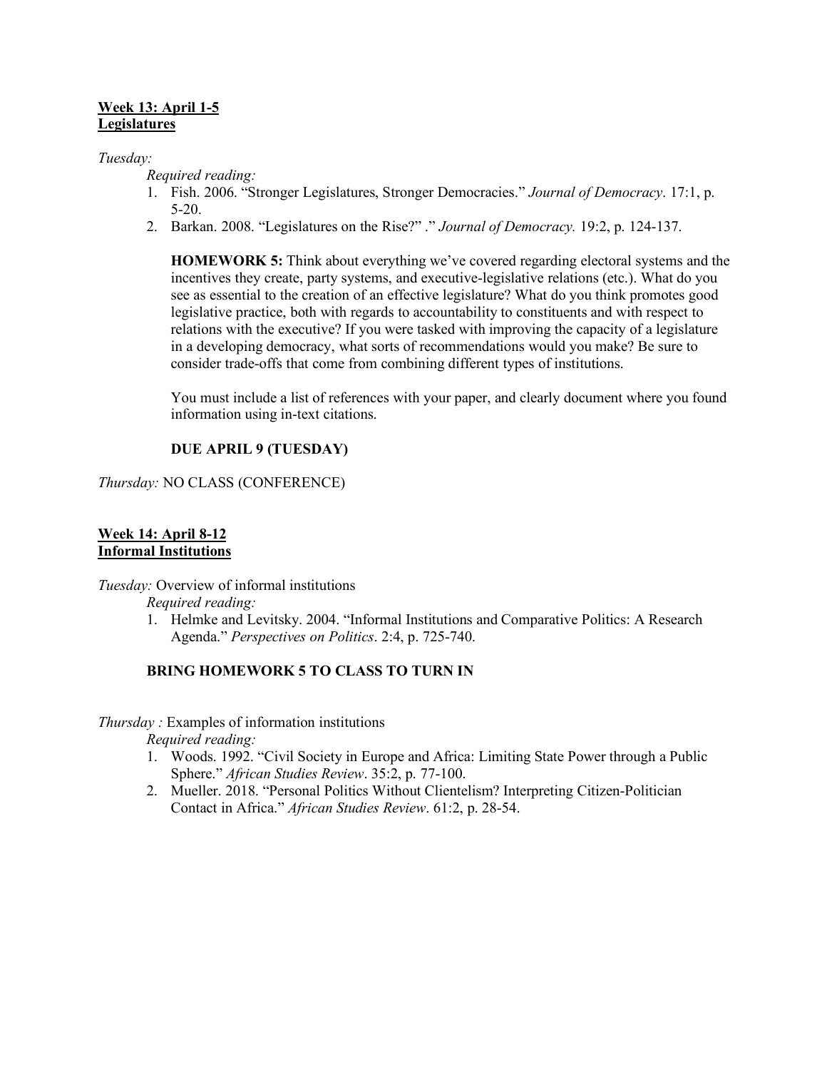**<u>Week 13: April 1-5</u>**
**<u>Legislatures</u>**

*Tuesday:*

*Required reading:*

1. Fish. 2006. "Stronger Legislatures, Stronger Democracies." *Journal of Democracy*. 17:1, p. 5-20.
2. Barkan. 2008. "Legislatures on the Rise?" ." *Journal of Democracy.* 19:2, p. 124-137.

**HOMEWORK 5:** Think about everything we've covered regarding electoral systems and the incentives they create, party systems, and executive-legislative relations (etc.). What do you see as essential to the creation of an effective legislature? What do you think promotes good legislative practice, both with regards to accountability to constituents and with respect to relations with the executive? If you were tasked with improving the capacity of a legislature in a developing democracy, what sorts of recommendations would you make? Be sure to consider trade-offs that come from combining different types of institutions.

You must include a list of references with your paper, and clearly document where you found information using in-text citations.

**DUE APRIL 9 (TUESDAY)**

*Thursday:* NO CLASS (CONFERENCE)

**<u>Week 14: April 8-12</u>**
**<u>Informal Institutions</u>**

*Tuesday:* Overview of informal institutions

*Required reading:*

1. Helmke and Levitsky. 2004. "Informal Institutions and Comparative Politics: A Research Agenda." *Perspectives on Politics*. 2:4, p. 725-740.

**BRING HOMEWORK 5 TO CLASS TO TURN IN**

*Thursday :* Examples of information institutions

*Required reading:*

1. Woods. 1992. "Civil Society in Europe and Africa: Limiting State Power through a Public Sphere." *African Studies Review*. 35:2, p. 77-100.
2. Mueller. 2018. "Personal Politics Without Clientelism? Interpreting Citizen-Politician Contact in Africa." *African Studies Review*. 61:2, p. 28-54.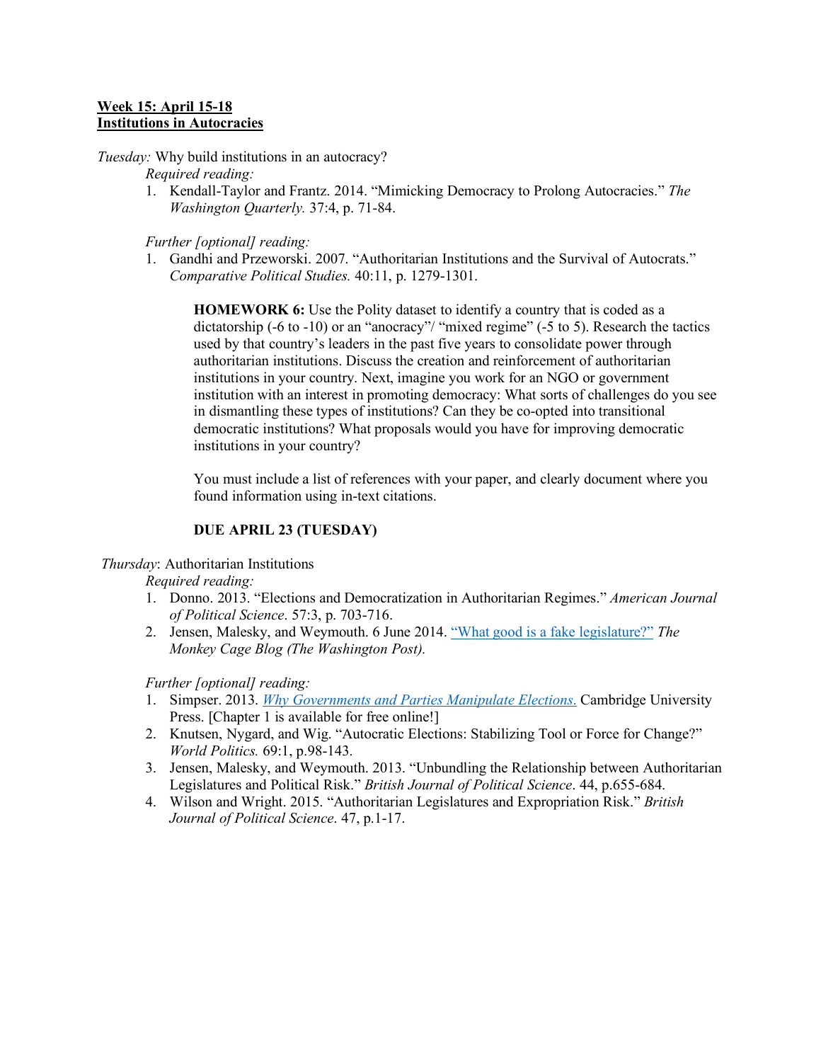**<u>Week 15: April 15-18</u>**
**<u>Institutions in Autocracies</u>**

*Tuesday:* Why build institutions in an autocracy?

*Required reading:*

1. Kendall-Taylor and Frantz. 2014. "Mimicking Democracy to Prolong Autocracies." *The Washington Quarterly.* 37:4, p. 71-84.

*Further [optional] reading:*

1. Gandhi and Przeworski. 2007. "Authoritarian Institutions and the Survival of Autocrats." *Comparative Political Studies.* 40:11, p. 1279-1301.

> **HOMEWORK 6:** Use the Polity dataset to identify a country that is coded as a dictatorship (-6 to -10) or an "anocracy"/ "mixed regime" (-5 to 5). Research the tactics used by that country's leaders in the past five years to consolidate power through authoritarian institutions. Discuss the creation and reinforcement of authoritarian institutions in your country. Next, imagine you work for an NGO or government institution with an interest in promoting democracy: What sorts of challenges do you see in dismantling these types of institutions? Can they be co-opted into transitional democratic institutions? What proposals would you have for improving democratic institutions in your country?
>
> You must include a list of references with your paper, and clearly document where you found information using in-text citations.
>
> **DUE APRIL 23 (TUESDAY)**

*Thursday*: Authoritarian Institutions

*Required reading:*

1. Donno. 2013. "Elections and Democratization in Authoritarian Regimes." *American Journal of Political Science*. 57:3, p. 703-716.
2. Jensen, Malesky, and Weymouth. 6 June 2014. "What good is a fake legislature?" *The Monkey Cage Blog (The Washington Post).*

*Further [optional] reading:*

1. Simpser. 2013. *Why Governments and Parties Manipulate Elections.* Cambridge University Press. [Chapter 1 is available for free online!]
2. Knutsen, Nygard, and Wig. "Autocratic Elections: Stabilizing Tool or Force for Change?" *World Politics.* 69:1, p.98-143.
3. Jensen, Malesky, and Weymouth. 2013. "Unbundling the Relationship between Authoritarian Legislatures and Political Risk." *British Journal of Political Science*. 44, p.655-684.
4. Wilson and Wright. 2015. "Authoritarian Legislatures and Expropriation Risk." *British Journal of Political Science*. 47, p.1-17.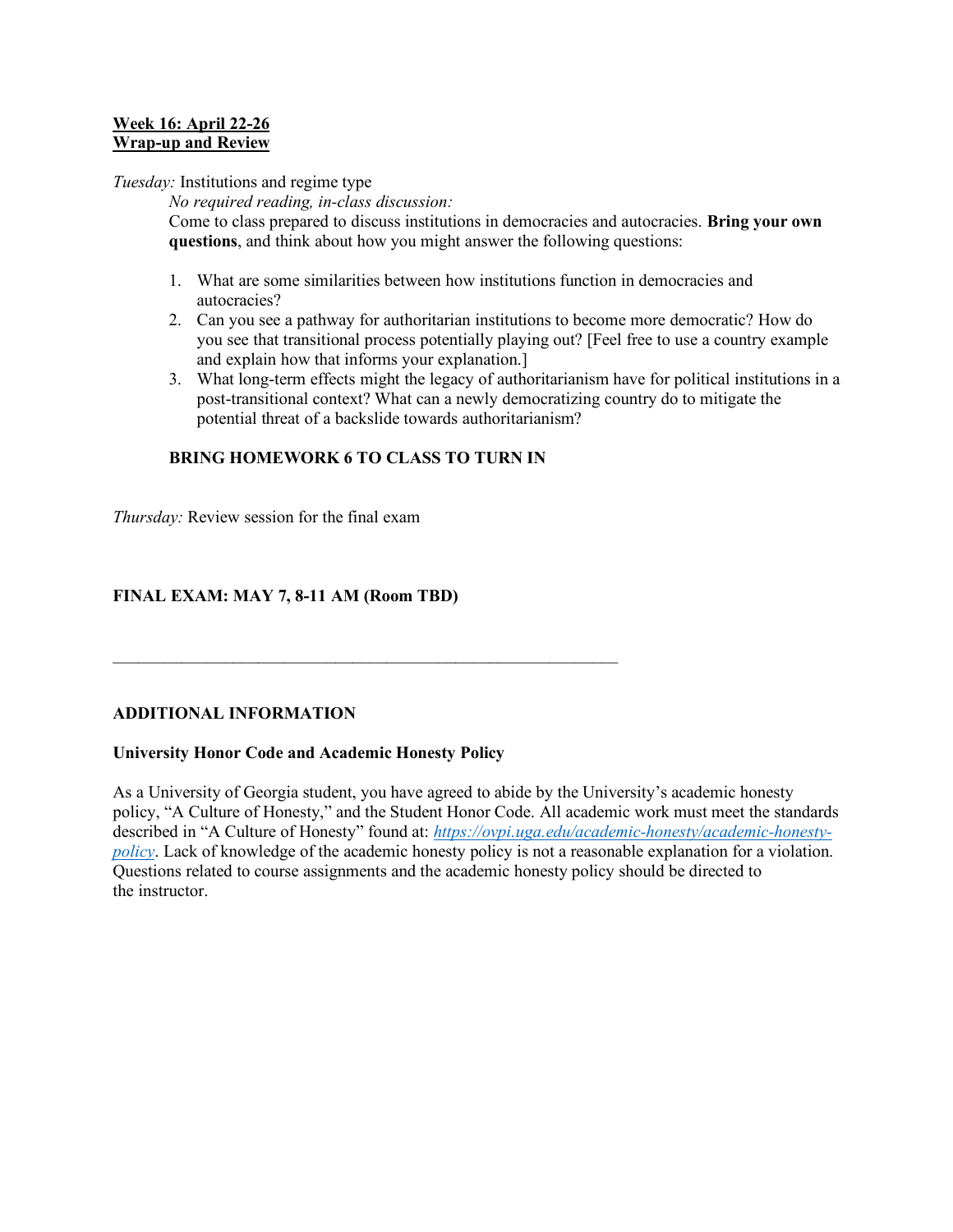**<u>Week 16: April 22-26</u>**
**<u>Wrap-up and Review</u>**

*Tuesday:* Institutions and regime type

*No required reading, in-class discussion:*

Come to class prepared to discuss institutions in democracies and autocracies. **Bring your own questions**, and think about how you might answer the following questions:

1. What are some similarities between how institutions function in democracies and autocracies?
2. Can you see a pathway for authoritarian institutions to become more democratic? How do you see that transitional process potentially playing out? [Feel free to use a country example and explain how that informs your explanation.]
3. What long-term effects might the legacy of authoritarianism have for political institutions in a post-transitional context? What can a newly democratizing country do to mitigate the potential threat of a backslide towards authoritarianism?

**BRING HOMEWORK 6 TO CLASS TO TURN IN**

*Thursday:* Review session for the final exam

**FINAL EXAM: MAY 7, 8-11 AM (Room TBD)**

---

**ADDITIONAL INFORMATION**

**University Honor Code and Academic Honesty Policy**

As a University of Georgia student, you have agreed to abide by the University's academic honesty policy, "A Culture of Honesty," and the Student Honor Code. All academic work must meet the standards described in "A Culture of Honesty" found at: *https://ovpi.uga.edu/academic-honesty/academic-honesty-policy*. Lack of knowledge of the academic honesty policy is not a reasonable explanation for a violation. Questions related to course assignments and the academic honesty policy should be directed to the instructor.